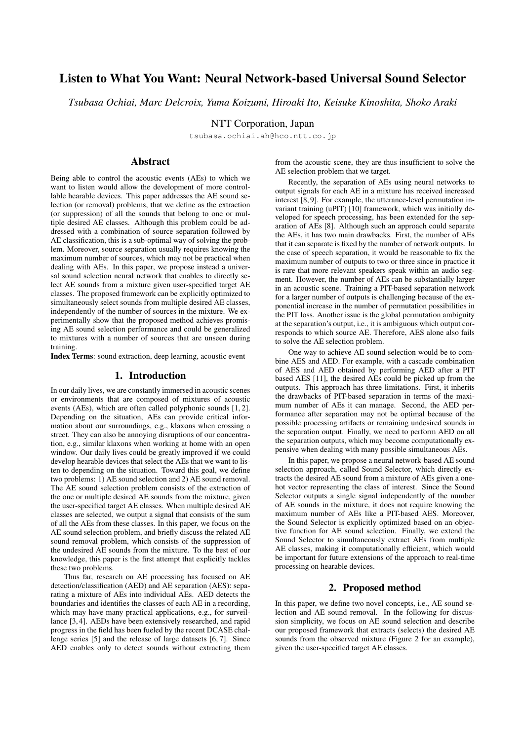# Listen to What You Want: Neural Network-based Universal Sound Selector

*Tsubasa Ochiai, Marc Delcroix, Yuma Koizumi, Hiroaki Ito, Keisuke Kinoshita, Shoko Araki*

NTT Corporation, Japan

tsubasa.ochiai.ah@hco.ntt.co.jp

## Abstract

Being able to control the acoustic events (AEs) to which we want to listen would allow the development of more controllable hearable devices. This paper addresses the AE sound selection (or removal) problems, that we define as the extraction (or suppression) of all the sounds that belong to one or multiple desired AE classes. Although this problem could be addressed with a combination of source separation followed by AE classification, this is a sub-optimal way of solving the problem. Moreover, source separation usually requires knowing the maximum number of sources, which may not be practical when dealing with AEs. In this paper, we propose instead a universal sound selection neural network that enables to directly select AE sounds from a mixture given user-specified target AE classes. The proposed framework can be explicitly optimized to simultaneously select sounds from multiple desired AE classes, independently of the number of sources in the mixture. We experimentally show that the proposed method achieves promising AE sound selection performance and could be generalized to mixtures with a number of sources that are unseen during training.

**Index Terms**: sound extraction, deep learning, acoustic event

## 1. Introduction

In our daily lives, we are constantly immersed in acoustic scenes or environments that are composed of mixtures of acoustic events (AEs), which are often called polyphonic sounds [1, 2]. Depending on the situation, AEs can provide critical information about our surroundings, e.g., klaxons when crossing a street. They can also be annoying disruptions of our concentration, e.g., similar klaxons when working at home with an open window. Our daily lives could be greatly improved if we could develop hearable devices that select the AEs that we want to listen to depending on the situation. Toward this goal, we define two problems: 1) AE sound selection and 2) AE sound removal. The AE sound selection problem consists of the extraction of the one or multiple desired AE sounds from the mixture, given the user-specified target AE classes. When multiple desired AE classes are selected, we output a signal that consists of the sum of all the AEs from these classes. In this paper, we focus on the AE sound selection problem, and briefly discuss the related AE sound removal problem, which consists of the suppression of the undesired AE sounds from the mixture. To the best of our knowledge, this paper is the first attempt that explicitly tackles these two problems.

Thus far, research on AE processing has focused on AE detection/classification (AED) and AE separation (AES): separating a mixture of AEs into individual AEs. AED detects the boundaries and identifies the classes of each AE in a recording, which may have many practical applications, e.g., for surveillance [3, 4]. AEDs have been extensively researched, and rapid progress in the field has been fueled by the recent DCASE challenge series [5] and the release of large datasets [6, 7]. Since AED enables only to detect sounds without extracting them from the acoustic scene, they are thus insufficient to solve the AE selection problem that we target.

Recently, the separation of AEs using neural networks to output signals for each AE in a mixture has received increased interest [8, 9]. For example, the utterance-level permutation invariant training (uPIT) [10] framework, which was initially developed for speech processing, has been extended for the separation of AEs [8]. Although such an approach could separate the AEs, it has two main drawbacks. First, the number of AEs that it can separate is fixed by the number of network outputs. In the case of speech separation, it would be reasonable to fix the maximum number of outputs to two or three since in practice it is rare that more relevant speakers speak within an audio segment. However, the number of AEs can be substantially larger in an acoustic scene. Training a PIT-based separation network for a larger number of outputs is challenging because of the exponential increase in the number of permutation possibilities in the PIT loss. Another issue is the global permutation ambiguity at the separation's output, i.e., it is ambiguous which output corresponds to which source AE. Therefore, AES alone also fails to solve the AE selection problem.

One way to achieve AE sound selection would be to combine AES and AED. For example, with a cascade combination of AES and AED obtained by performing AED after a PIT based AES [11], the desired AEs could be picked up from the outputs. This approach has three limitations. First, it inherits the drawbacks of PIT-based separation in terms of the maximum number of AEs it can manage. Second, the AED performance after separation may not be optimal because of the possible processing artifacts or remaining undesired sounds in the separation output. Finally, we need to perform AED on all the separation outputs, which may become computationally expensive when dealing with many possible simultaneous AEs.

In this paper, we propose a neural network-based AE sound selection approach, called Sound Selector, which directly extracts the desired AE sound from a mixture of AEs given a one-hot vector representing the class of interest. Since the Sound Selector outputs a single signal independently of the number of AE sounds in the mixture, it does not require knowing the maximum number of AEs like a PIT-based AES. Moreover, the Sound Selector is explicitly optimized based on an objective function for AE sound selection. Finally, we extend the Sound Selector to simultaneously extract AEs from multiple AE classes, making it computationally efficient, which would be important for future extensions of the approach to real-time processing on hearable devices.

## 2. Proposed method

In this paper, we define two novel concepts, i.e., AE sound selection and AE sound removal. In the following for discussion simplicity, we focus on AE sound selection and describe our proposed framework that extracts (selects) the desired AE sounds from the observed mixture (Figure 2 for an example), given the user-specified target AE classes.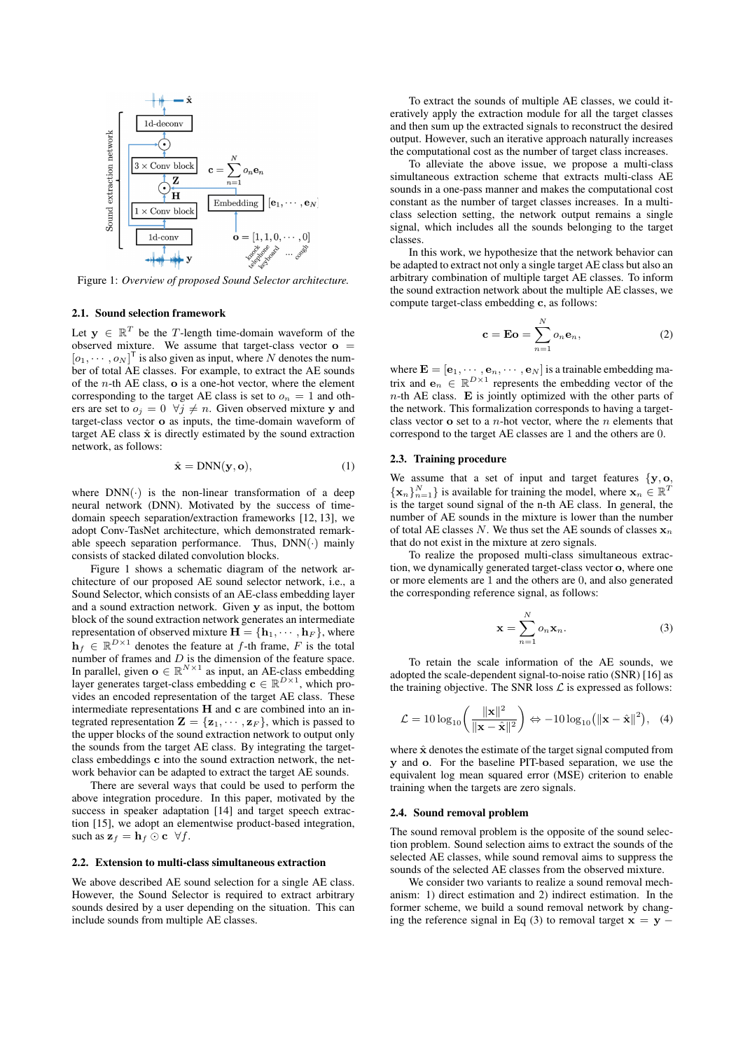Figure 1: *Overview of proposed Sound Selector architecture.*

### 2.1. Sound selection framework

Let $\mathbf{y} \in \mathbb{R}^T$ be the $T$-length time-domain waveform of the observed mixture. We assume that target-class vector $\mathbf{o} = [o_1, \cdots, o_N]^{\mathsf{T}}$ is also given as input, where $N$ denotes the number of total AE classes. For example, to extract the AE sounds of the $n$-th AE class, $\mathbf{o}$ is a one-hot vector, where the element corresponding to the target AE class is set to $o_n = 1$ and others are set to $o_j = 0 \ \ \forall j \neq n$. Given observed mixture $\mathbf{y}$ and target-class vector $\mathbf{o}$ as inputs, the time-domain waveform of target AE class $\hat{\mathbf{x}}$ is directly estimated by the sound extraction network, as follows:

$$\hat{\mathbf{x}} = \mathrm{DNN}(\mathbf{y}, \mathbf{o}), \tag{1}$$

where $\mathrm{DNN}(\cdot)$ is the non-linear transformation of a deep neural network (DNN). Motivated by the success of time-domain speech separation/extraction frameworks [12, 13], we adopt Conv-TasNet architecture, which demonstrated remarkable speech separation performance. Thus, $\mathrm{DNN}(\cdot)$ mainly consists of stacked dilated convolution blocks.

Figure 1 shows a schematic diagram of the network architecture of our proposed AE sound selector network, i.e., a Sound Selector, which consists of an AE-class embedding layer and a sound extraction network. Given $\mathbf{y}$ as input, the bottom block of the sound extraction network generates an intermediate representation of observed mixture $\mathbf{H} = \{\mathbf{h}_1, \cdots, \mathbf{h}_F\}$, where $\mathbf{h}_f \in \mathbb{R}^{D\times 1}$ denotes the feature at $f$-th frame, $F$ is the total number of frames and $D$ is the dimension of the feature space. In parallel, given $\mathbf{o} \in \mathbb{R}^{N\times 1}$ as input, an AE-class embedding layer generates target-class embedding $\mathbf{c} \in \mathbb{R}^{D\times 1}$, which provides an encoded representation of the target AE class. These intermediate representations $\mathbf{H}$ and $\mathbf{c}$ are combined into an integrated representation $\mathbf{Z} = \{\mathbf{z}_1, \cdots, \mathbf{z}_F\}$, which is passed to the upper blocks of the sound extraction network to output only the sounds from the target AE class. By integrating the target-class embeddings $\mathbf{c}$ into the sound extraction network, the network behavior can be adapted to extract the target AE sounds.

There are several ways that could be used to perform the above integration procedure. In this paper, motivated by the success in speaker adaptation [14] and target speech extraction [15], we adopt an elementwise product-based integration, such as $\mathbf{z}_f = \mathbf{h}_f \odot \mathbf{c} \ \ \forall f$.

### 2.2. Extension to multi-class simultaneous extraction

We above described AE sound selection for a single AE class. However, the Sound Selector is required to extract arbitrary sounds desired by a user depending on the situation. This can include sounds from multiple AE classes.

To extract the sounds of multiple AE classes, we could iteratively apply the extraction module for all the target classes and then sum up the extracted signals to reconstruct the desired output. However, such an iterative approach naturally increases the computational cost as the number of target class increases.

To alleviate the above issue, we propose a multi-class simultaneous extraction scheme that extracts multi-class AE sounds in a one-pass manner and makes the computational cost constant as the number of target classes increases. In a multi-class selection setting, the network output remains a single signal, which includes all the sounds belonging to the target classes.

In this work, we hypothesize that the network behavior can be adapted to extract not only a single target AE class but also an arbitrary combination of multiple target AE classes. To inform the sound extraction network about the multiple AE classes, we compute target-class embedding $\mathbf{c}$, as follows:

$$\mathbf{c} = \mathbf{E}\mathbf{o} = \sum_{n=1}^{N} o_n \mathbf{e}_n, \tag{2}$$

where $\mathbf{E} = [\mathbf{e}_1, \cdots, \mathbf{e}_n, \cdots, \mathbf{e}_N]$ is a trainable embedding matrix and $\mathbf{e}_n \in \mathbb{R}^{D\times 1}$ represents the embedding vector of the $n$-th AE class. $\mathbf{E}$ is jointly optimized with the other parts of the network. This formalization corresponds to having a target-class vector $\mathbf{o}$ set to a $n$-hot vector, where the $n$ elements that correspond to the target AE classes are 1 and the others are 0.

### 2.3. Training procedure

We assume that a set of input and target features $\{\mathbf{y}, \mathbf{o}, \{\mathbf{x}_n\}_{n=1}^N\}$ is available for training the model, where $\mathbf{x}_n \in \mathbb{R}^T$ is the target sound signal of the n-th AE class. In general, the number of AE sounds in the mixture is lower than the number of total AE classes $N$. We thus set the AE sounds of classes $\mathbf{x}_n$ that do not exist in the mixture at zero signals.

To realize the proposed multi-class simultaneous extraction, we dynamically generated target-class vector $\mathbf{o}$, where one or more elements are 1 and the others are 0, and also generated the corresponding reference signal, as follows:

$$\mathbf{x} = \sum_{n=1}^{N} o_n \mathbf{x}_n. \tag{3}$$

To retain the scale information of the AE sounds, we adopted the scale-dependent signal-to-noise ratio (SNR) [16] as the training objective. The SNR loss $\mathcal{L}$ is expressed as follows:

$$\mathcal{L} = 10\log_{10}\left(\frac{\|\mathbf{x}\|^2}{\|\mathbf{x}-\hat{\mathbf{x}}\|^2}\right) \Leftrightarrow -10\log_{10}\left(\|\mathbf{x}-\hat{\mathbf{x}}\|^2\right), \tag{4}$$

where $\hat{\mathbf{x}}$ denotes the estimate of the target signal computed from $\mathbf{y}$ and $\mathbf{o}$. For the baseline PIT-based separation, we use the equivalent log mean squared error (MSE) criterion to enable training when the targets are zero signals.

### 2.4. Sound removal problem

The sound removal problem is the opposite of the sound selection problem. Sound selection aims to extract the sounds of the selected AE classes, while sound removal aims to suppress the sounds of the selected AE classes from the observed mixture.

We consider two variants to realize a sound removal mechanism: 1) direct estimation and 2) indirect estimation. In the former scheme, we build a sound removal network by changing the reference signal in Eq (3) to removal target $\mathbf{x} = \mathbf{y} -$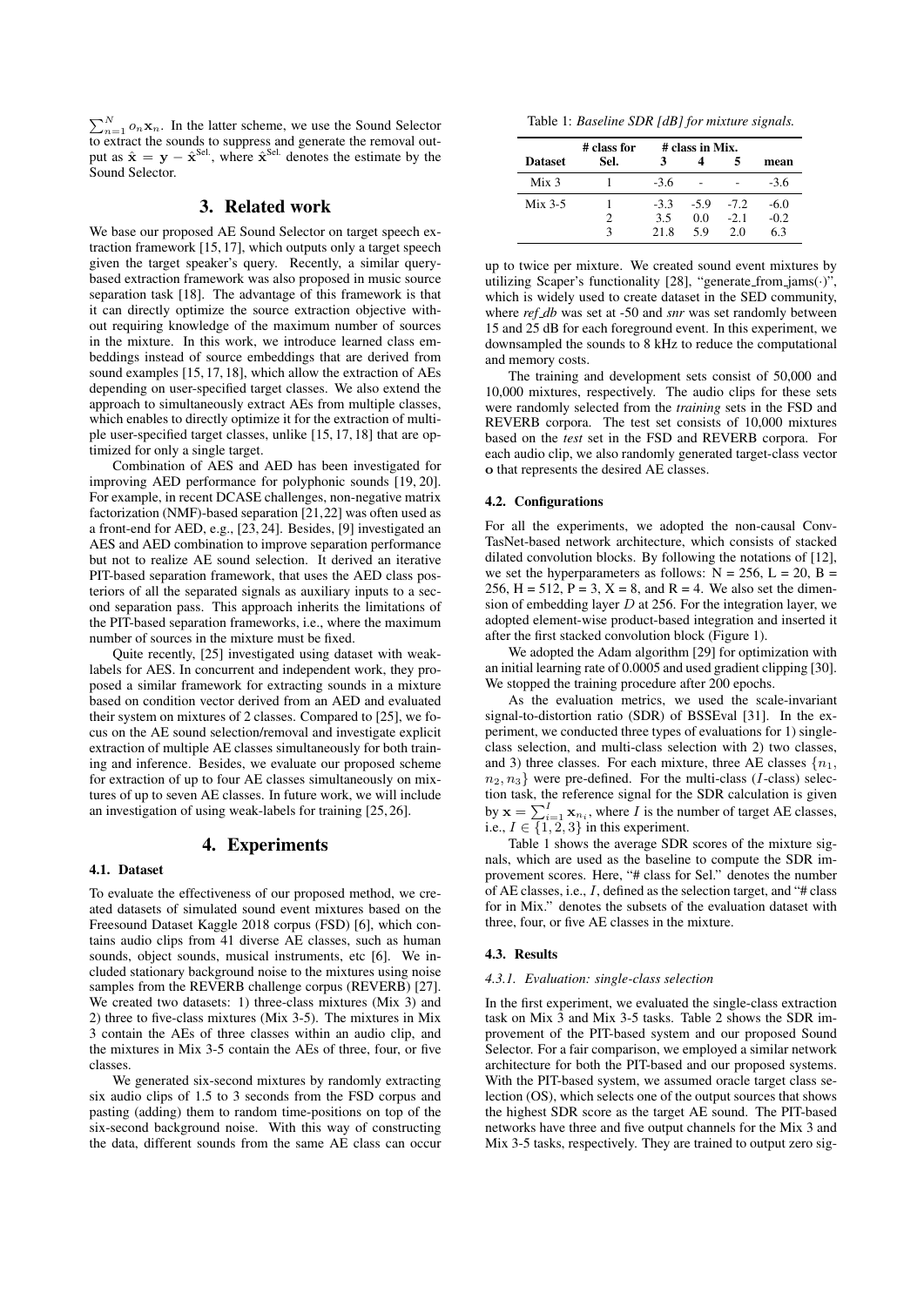$\sum_{n=1}^{N} o_n \mathbf{x}_n$. In the latter scheme, we use the Sound Selector to extract the sounds to suppress and generate the removal output as $\hat{\mathbf{x}} = \mathbf{y} - \hat{\mathbf{x}}^{\text{Sel.}}$, where $\hat{\mathbf{x}}^{\text{Sel.}}$ denotes the estimate by the Sound Selector.

## 3. Related work

We base our proposed AE Sound Selector on target speech extraction framework [15, 17], which outputs only a target speech given the target speaker's query. Recently, a similar query-based extraction framework was also proposed in music source separation task [18]. The advantage of this framework is that it can directly optimize the source extraction objective without requiring knowledge of the maximum number of sources in the mixture. In this work, we introduce learned class embeddings instead of source embeddings that are derived from sound examples [15, 17, 18], which allow the extraction of AEs depending on user-specified target classes. We also extend the approach to simultaneously extract AEs from multiple classes, which enables to directly optimize it for the extraction of multiple user-specified target classes, unlike [15, 17, 18] that are optimized for only a single target.

Combination of AES and AED has been investigated for improving AED performance for polyphonic sounds [19, 20]. For example, in recent DCASE challenges, non-negative matrix factorization (NMF)-based separation [21, 22] was often used as a front-end for AED, e.g., [23, 24]. Besides, [9] investigated an AES and AED combination to improve separation performance but not to realize AE sound selection. It derived an iterative PIT-based separation framework, that uses the AED class posteriors of all the separated signals as auxiliary inputs to a second separation pass. This approach inherits the limitations of the PIT-based separation frameworks, i.e., where the maximum number of sources in the mixture must be fixed.

Quite recently, [25] investigated using dataset with weak-labels for AES. In concurrent and independent work, they proposed a similar framework for extracting sounds in a mixture based on condition vector derived from an AED and evaluated their system on mixtures of 2 classes. Compared to [25], we focus on the AE sound selection/removal and investigate explicit extraction of multiple AE classes simultaneously for both training and inference. Besides, we evaluate our proposed scheme for extraction of up to four AE classes simultaneously on mixtures of up to seven AE classes. In future work, we will include an investigation of using weak-labels for training [25, 26].

## 4. Experiments

### 4.1. Dataset

To evaluate the effectiveness of our proposed method, we created datasets of simulated sound event mixtures based on the Freesound Dataset Kaggle 2018 corpus (FSD) [6], which contains audio clips from 41 diverse AE classes, such as human sounds, object sounds, musical instruments, etc [6]. We included stationary background noise to the mixtures using noise samples from the REVERB challenge corpus (REVERB) [27]. We created two datasets: 1) three-class mixtures (Mix 3) and 2) three to five-class mixtures (Mix 3-5). The mixtures in Mix 3 contain the AEs of three classes within an audio clip, and the mixtures in Mix 3-5 contain the AEs of three, four, or five classes.

We generated six-second mixtures by randomly extracting six audio clips of 1.5 to 3 seconds from the FSD corpus and pasting (adding) them to random time-positions on top of the six-second background noise. With this way of constructing the data, different sounds from the same AE class can occur up to twice per mixture. We created sound event mixtures by utilizing Scaper's functionality [28], "generate_from_jams(·)", which is widely used to create dataset in the SED community, where *ref_db* was set at -50 and *snr* was set randomly between 15 and 25 dB for each foreground event. In this experiment, we downsampled the sounds to 8 kHz to reduce the computational and memory costs.

The training and development sets consist of 50,000 and 10,000 mixtures, respectively. The audio clips for these sets were randomly selected from the *training* sets in the FSD and REVERB corpora. The test set consists of 10,000 mixtures based on the *test* set in the FSD and REVERB corpora. For each audio clip, we also randomly generated target-class vector $\mathbf{o}$ that represents the desired AE classes.

Table 1: *Baseline SDR [dB] for mixture signals.*

| Dataset | # class for Sel. | # class in Mix. 3 | 4 | 5 | mean |
|---|---|---|---|---|---|
| Mix 3 | 1 | -3.6 | - | - | -3.6 |
| Mix 3-5 | 1 | -3.3 | -5.9 | -7.2 | -6.0 |
| | 2 | 3.5 | 0.0 | -2.1 | -0.2 |
| | 3 | 21.8 | 5.9 | 2.0 | 6.3 |

### 4.2. Configurations

For all the experiments, we adopted the non-causal Conv-TasNet-based network architecture, which consists of stacked dilated convolution blocks. By following the notations of [12], we set the hyperparameters as follows: N = 256, L = 20, B = 256, H = 512, P = 3, X = 8, and R = 4. We also set the dimension of embedding layer $D$ at 256. For the integration layer, we adopted element-wise product-based integration and inserted it after the first stacked convolution block (Figure 1).

We adopted the Adam algorithm [29] for optimization with an initial learning rate of 0.0005 and used gradient clipping [30]. We stopped the training procedure after 200 epochs.

As the evaluation metrics, we used the scale-invariant signal-to-distortion ratio (SDR) of BSSEval [31]. In the experiment, we conducted three types of evaluations for 1) single-class selection, and multi-class selection with 2) two classes, and 3) three classes. For each mixture, three AE classes $\{n_1, n_2, n_3\}$ were pre-defined. For the multi-class ($I$-class) selection task, the reference signal for the SDR calculation is given by $\mathbf{x} = \sum_{i=1}^{I} \mathbf{x}_{n_i}$, where $I$ is the number of target AE classes, i.e., $I \in \{1, 2, 3\}$ in this experiment.

Table 1 shows the average SDR scores of the mixture signals, which are used as the baseline to compute the SDR improvement scores. Here, "# class for Sel." denotes the number of AE classes, i.e., $I$, defined as the selection target, and "# class for in Mix." denotes the subsets of the evaluation dataset with three, four, or five AE classes in the mixture.

### 4.3. Results

#### 4.3.1. Evaluation: single-class selection

In the first experiment, we evaluated the single-class extraction task on Mix 3 and Mix 3-5 tasks. Table 2 shows the SDR improvement of the PIT-based system and our proposed Sound Selector. For a fair comparison, we employed a similar network architecture for both the PIT-based and our proposed systems. With the PIT-based system, we assumed oracle target class selection (OS), which selects one of the output sources that shows the highest SDR score as the target AE sound. The PIT-based networks have three and five output channels for the Mix 3 and Mix 3-5 tasks, respectively. They are trained to output zero sig-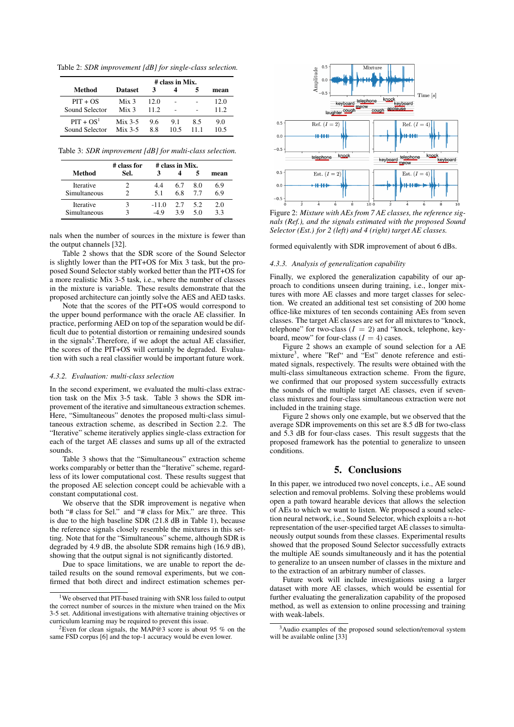Table 2: *SDR improvement [dB] for single-class selection.*

| Method | Dataset | # class in Mix. 3 | 4 | 5 | mean |
|---|---|---|---|---|---|
| PIT + OS | Mix 3 | 12.0 | - | - | 12.0 |
| Sound Selector | Mix 3 | 11.2 | - | - | 11.2 |
| PIT + OS[1] | Mix 3-5 | 9.6 | 9.1 | 8.5 | 9.0 |
| Sound Selector | Mix 3-5 | 8.8 | 10.5 | 11.1 | 10.5 |

Table 3: *SDR improvement [dB] for multi-class selection.*

| Method | # class for Sel. | # class in Mix. 3 | 4 | 5 | mean |
|---|---|---|---|---|---|
| Iterative | 2 | 4.4 | 6.7 | 8.0 | 6.9 |
| Simultaneous | 2 | 5.1 | 6.8 | 7.7 | 6.9 |
| Iterative | 3 | -11.0 | 2.7 | 5.2 | 2.0 |
| Simultaneous | 3 | -4.9 | 3.9 | 5.0 | 3.3 |

nals when the number of sources in the mixture is fewer than the output channels [32].

Table 2 shows that the SDR score of the Sound Selector is slightly lower than the PIT+OS for Mix 3 task, but the proposed Sound Selector stably worked better than the PIT+OS for a more realistic Mix 3-5 task, i.e., where the number of classes in the mixture is variable. These results demonstrate that the proposed architecture can jointly solve the AE and AED tasks.

Note that the scores of the PIT+OS would correspond to the upper bound performance with the oracle AE classifier. In practice, performing AED on top of the separation would be difficult due to potential distortion or remaining undesired sounds in the signals[2]. Therefore, if we adopt the actual AE classifier, the scores of the PIT+OS will certainly be degraded. Evaluation with such a real classifier would be important future work.

### 4.3.2. Evaluation: multi-class selection

In the second experiment, we evaluated the multi-class extraction task on the Mix 3-5 task. Table 3 shows the SDR improvement of the iterative and simultaneous extraction schemes. Here, "Simultaneous" denotes the proposed multi-class simultaneous extraction scheme, as described in Section 2.2. The "Iterative" scheme iteratively applies single-class extraction for each of the target AE classes and sums up all of the extracted sounds.

Table 3 shows that the "Simultaneous" extraction scheme works comparably or better than the "Iterative" scheme, regardless of its lower computational cost. These results suggest that the proposed AE selection concept could be achievable with a constant computational cost.

We observe that the SDR improvement is negative when both "# class for Sel." and "# class for Mix." are three. This is due to the high baseline SDR (21.8 dB in Table 1), because the reference signals closely resemble the mixtures in this setting. Note that for the "Simultaneous" scheme, although SDR is degraded by 4.9 dB, the absolute SDR remains high (16.9 dB), showing that the output signal is not significantly distorted.

Due to space limitations, we are unable to report the detailed results on the sound removal experiments, but we confirmed that both direct and indirect estimation schemes performed equivalently with SDR improvement of about 6 dBs.

Figure 2: *Mixture with AEs from 7 AE classes, the reference signals (Ref.), and the signals estimated with the proposed Sound Selector (Est.) for 2 (left) and 4 (right) target AE classes.*

### 4.3.3. Analysis of generalization capability

Finally, we explored the generalization capability of our approach to conditions unseen during training, i.e., longer mixtures with more AE classes and more target classes for selection. We created an additional test set consisting of 200 home office-like mixtures of ten seconds containing AEs from seven classes. The target AE classes are set for all mixtures to "knock, telephone" for two-class ($I = 2$) and "knock, telephone, keyboard, meow" for four-class ($I = 4$) cases.

Figure 2 shows an example of sound selection for a AE mixture[3], where "Ref" and "Est" denote reference and estimated signals, respectively. The results were obtained with the multi-class simultaneous extraction scheme. From the figure, we confirmed that our proposed system successfully extracts the sounds of the multiple target AE classes, even if seven-class mixtures and four-class simultaneous extraction were not included in the training stage.

Figure 2 shows only one example, but we observed that the average SDR improvements on this set are 8.5 dB for two-class and 5.3 dB for four-class cases. This result suggests that the proposed framework has the potential to generalize to unseen conditions.

## 5. Conclusions

In this paper, we introduced two novel concepts, i.e., AE sound selection and removal problems. Solving these problems would open a path toward hearable devices that allows the selection of AEs to which we want to listen. We proposed a sound selection neural network, i.e., Sound Selector, which exploits a $n$-hot representation of the user-specified target AE classes to simultaneously output sounds from these classes. Experimental results showed that the proposed Sound Selector successfully extracts the multiple AE sounds simultaneously and it has the potential to generalize to an unseen number of classes in the mixture and to the extraction of an arbitrary number of classes.

Future work will include investigations using a larger dataset with more AE classes, which would be essential for further evaluating the generalization capability of the proposed method, as well as extension to online processing and training with weak-labels.

---

[1] We observed that PIT-based training with SNR loss failed to output the correct number of sources in the mixture when trained on the Mix 3-5 set. Additional investigations with alternative training objectives or curriculum learning may be required to prevent this issue.

[2] Even for clean signals, the MAP@3 score is about 95 % on the same FSD corpus [6] and the top-1 accuracy would be even lower.

[3] Audio examples of the proposed sound selection/removal system will be available online [33]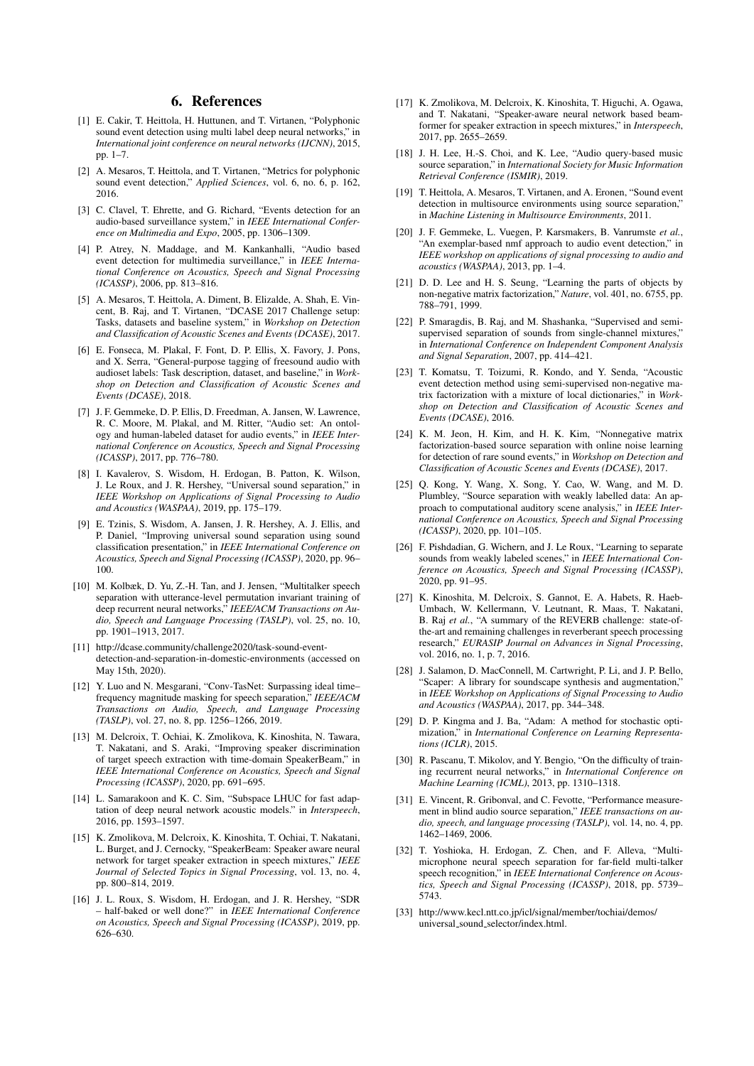## 6. References

[1] E. Cakir, T. Heittola, H. Huttunen, and T. Virtanen, "Polyphonic sound event detection using multi label deep neural networks," in *International joint conference on neural networks (IJCNN)*, 2015, pp. 1–7.

[2] A. Mesaros, T. Heittola, and T. Virtanen, "Metrics for polyphonic sound event detection," *Applied Sciences*, vol. 6, no. 6, p. 162, 2016.

[3] C. Clavel, T. Ehrette, and G. Richard, "Events detection for an audio-based surveillance system," in *IEEE International Conference on Multimedia and Expo*, 2005, pp. 1306–1309.

[4] P. Atrey, N. Maddage, and M. Kankanhalli, "Audio based event detection for multimedia surveillance," in *IEEE International Conference on Acoustics, Speech and Signal Processing (ICASSP)*, 2006, pp. 813–816.

[5] A. Mesaros, T. Heittola, A. Diment, B. Elizalde, A. Shah, E. Vincent, B. Raj, and T. Virtanen, "DCASE 2017 Challenge setup: Tasks, datasets and baseline system," in *Workshop on Detection and Classification of Acoustic Scenes and Events (DCASE)*, 2017.

[6] E. Fonseca, M. Plakal, F. Font, D. P. Ellis, X. Favory, J. Pons, and X. Serra, "General-purpose tagging of freesound audio with audioset labels: Task description, dataset, and baseline," in *Workshop on Detection and Classification of Acoustic Scenes and Events (DCASE)*, 2018.

[7] J. F. Gemmeke, D. P. Ellis, D. Freedman, A. Jansen, W. Lawrence, R. C. Moore, M. Plakal, and M. Ritter, "Audio set: An ontology and human-labeled dataset for audio events," in *IEEE International Conference on Acoustics, Speech and Signal Processing (ICASSP)*, 2017, pp. 776–780.

[8] I. Kavalerov, S. Wisdom, H. Erdogan, B. Patton, K. Wilson, J. Le Roux, and J. R. Hershey, "Universal sound separation," in *IEEE Workshop on Applications of Signal Processing to Audio and Acoustics (WASPAA)*, 2019, pp. 175–179.

[9] E. Tzinis, S. Wisdom, A. Jansen, J. R. Hershey, A. J. Ellis, and P. Daniel, "Improving universal sound separation using sound classification presentation," in *IEEE International Conference on Acoustics, Speech and Signal Processing (ICASSP)*, 2020, pp. 96–100.

[10] M. Kolbæk, D. Yu, Z.-H. Tan, and J. Jensen, "Multitalker speech separation with utterance-level permutation invariant training of deep recurrent neural networks," *IEEE/ACM Transactions on Audio, Speech and Language Processing (TASLP)*, vol. 25, no. 10, pp. 1901–1913, 2017.

[11] http://dcase.community/challenge2020/task-sound-event-detection-and-separation-in-domestic-environments (accessed on May 15th, 2020).

[12] Y. Luo and N. Mesgarani, "Conv-TasNet: Surpassing ideal time–frequency magnitude masking for speech separation," *IEEE/ACM Transactions on Audio, Speech, and Language Processing (TASLP)*, vol. 27, no. 8, pp. 1256–1266, 2019.

[13] M. Delcroix, T. Ochiai, K. Zmolikova, K. Kinoshita, N. Tawara, T. Nakatani, and S. Araki, "Improving speaker discrimination of target speech extraction with time-domain SpeakerBeam," in *IEEE International Conference on Acoustics, Speech and Signal Processing (ICASSP)*, 2020, pp. 691–695.

[14] L. Samarakoon and K. C. Sim, "Subspace LHUC for fast adaptation of deep neural network acoustic models." in *Interspeech*, 2016, pp. 1593–1597.

[15] K. Zmolikova, M. Delcroix, K. Kinoshita, T. Ochiai, T. Nakatani, L. Burget, and J. Cernocky, "SpeakerBeam: Speaker aware neural network for target speaker extraction in speech mixtures," *IEEE Journal of Selected Topics in Signal Processing*, vol. 13, no. 4, pp. 800–814, 2019.

[16] J. L. Roux, S. Wisdom, H. Erdogan, and J. R. Hershey, "SDR – half-baked or well done?" in *IEEE International Conference on Acoustics, Speech and Signal Processing (ICASSP)*, 2019, pp. 626–630.

[17] K. Zmolikova, M. Delcroix, K. Kinoshita, T. Higuchi, A. Ogawa, and T. Nakatani, "Speaker-aware neural network based beamformer for speaker extraction in speech mixtures," in *Interspeech*, 2017, pp. 2655–2659.

[18] J. H. Lee, H.-S. Choi, and K. Lee, "Audio query-based music source separation," in *International Society for Music Information Retrieval Conference (ISMIR)*, 2019.

[19] T. Heittola, A. Mesaros, T. Virtanen, and A. Eronen, "Sound event detection in multisource environments using source separation," in *Machine Listening in Multisource Environments*, 2011.

[20] J. F. Gemmeke, L. Vuegen, P. Karsmakers, B. Vanrumste *et al.*, "An exemplar-based nmf approach to audio event detection," in *IEEE workshop on applications of signal processing to audio and acoustics (WASPAA)*, 2013, pp. 1–4.

[21] D. D. Lee and H. S. Seung, "Learning the parts of objects by non-negative matrix factorization," *Nature*, vol. 401, no. 6755, pp. 788–791, 1999.

[22] P. Smaragdis, B. Raj, and M. Shashanka, "Supervised and semi-supervised separation of sounds from single-channel mixtures," in *International Conference on Independent Component Analysis and Signal Separation*, 2007, pp. 414–421.

[23] T. Komatsu, T. Toizumi, R. Kondo, and Y. Senda, "Acoustic event detection method using semi-supervised non-negative matrix factorization with a mixture of local dictionaries," in *Workshop on Detection and Classification of Acoustic Scenes and Events (DCASE)*, 2016.

[24] K. M. Jeon, H. Kim, and H. K. Kim, "Nonnegative matrix factorization-based source separation with online noise learning for detection of rare sound events," in *Workshop on Detection and Classification of Acoustic Scenes and Events (DCASE)*, 2017.

[25] Q. Kong, Y. Wang, X. Song, Y. Cao, W. Wang, and M. D. Plumbley, "Source separation with weakly labelled data: An approach to computational auditory scene analysis," in *IEEE International Conference on Acoustics, Speech and Signal Processing (ICASSP)*, 2020, pp. 101–105.

[26] F. Pishdadian, G. Wichern, and J. Le Roux, "Learning to separate sounds from weakly labeled scenes," in *IEEE International Conference on Acoustics, Speech and Signal Processing (ICASSP)*, 2020, pp. 91–95.

[27] K. Kinoshita, M. Delcroix, S. Gannot, E. A. Habets, R. Haeb-Umbach, W. Kellermann, V. Leutnant, R. Maas, T. Nakatani, B. Raj *et al.*, "A summary of the REVERB challenge: state-of-the-art and remaining challenges in reverberant speech processing research," *EURASIP Journal on Advances in Signal Processing*, vol. 2016, no. 1, p. 7, 2016.

[28] J. Salamon, D. MacConnell, M. Cartwright, P. Li, and J. P. Bello, "Scaper: A library for soundscape synthesis and augmentation," in *IEEE Workshop on Applications of Signal Processing to Audio and Acoustics (WASPAA)*, 2017, pp. 344–348.

[29] D. P. Kingma and J. Ba, "Adam: A method for stochastic optimization," in *International Conference on Learning Representations (ICLR)*, 2015.

[30] R. Pascanu, T. Mikolov, and Y. Bengio, "On the difficulty of training recurrent neural networks," in *International Conference on Machine Learning (ICML)*, 2013, pp. 1310–1318.

[31] E. Vincent, R. Gribonval, and C. Fevotte, "Performance measurement in blind audio source separation," *IEEE transactions on audio, speech, and language processing (TASLP)*, vol. 14, no. 4, pp. 1462–1469, 2006.

[32] T. Yoshioka, H. Erdogan, Z. Chen, and F. Alleva, "Multi-microphone neural speech separation for far-field multi-talker speech recognition," in *IEEE International Conference on Acoustics, Speech and Signal Processing (ICASSP)*, 2018, pp. 5739–5743.

[33] http://www.kecl.ntt.co.jp/icl/signal/member/tochiai/demos/universal_sound_selector/index.html.